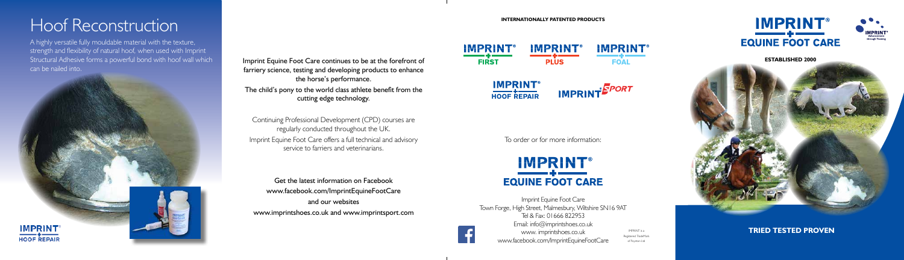# Hoof Reconstruction

A highly versatile fully mouldable material with the texture, strength and flexibility of natural hoof, when used with Imprint Structural Adhesive forms a powerful bond with hoof wall which can be nailed into.

IMPRINT® HOOF REPAIR

Imprint Equine Foot Care continues to be at the forefront of farriery science, testing and developing products to enhance the horse's performance.

The child's pony to the world class athlete benefit from the cutting edge technology.

Continuing Professional Development (CPD) courses are regularly conducted throughout the UK.

Imprint Equine Foot Care offers a full technical and advisory service to farriers and veterinarians.

Get the latest information on Facebook
www.facebook.com/ImprintEquineFootCare
and our websites
www.imprintshoes.co.uk and www.imprintsport.com

**INTERNATIONALLY PATENTED PRODUCTS**

IMPRINT® FIRST | IMPRINT® PLUS | IMPRINT® FOAL

IMPRINT® HOOF REPAIR | IMPRINT SPORT

To order or for more information:

IMPRINT® EQUINE FOOT CARE

Imprint Equine Foot Care
Town Forge, High Street, Malmesbury, Wiltshire SN16 9AT
Tel & Fax: 01666 822953
Email: info@imprintshoes.co.uk
www. imprintshoes.co.uk
www.facebook.com/ImprintEquineFootCare

IMPRINT is a Registered TradeMark of Poyston Ltd

IMPRINT® EQUINE FOOT CARE

IMPRINT® Advancement through Training

**ESTABLISHED 2000**

**TRIED TESTED PROVEN**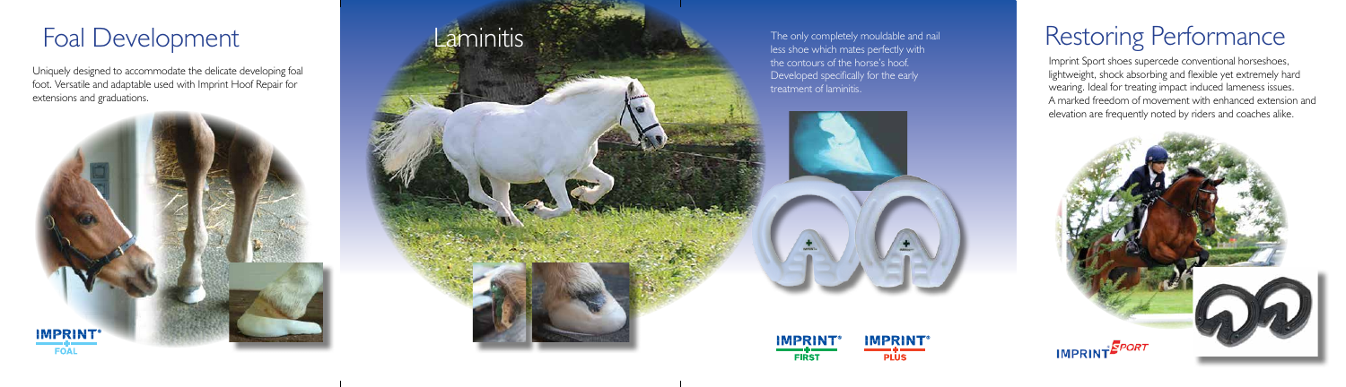# Foal Development

Uniquely designed to accommodate the delicate developing foal foot. Versatile and adaptable used with Imprint Hoof Repair for extensions and graduations.

IMPRINT® FOAL

# Laminitis

The only completely mouldable and nail less shoe which mates perfectly with the contours of the horse's hoof. Developed specifically for the early treatment of laminitis.

IMPRINT® FIRST

IMPRINT® PLUS

# Restoring Performance

Imprint Sport shoes supercede conventional horseshoes, lightweight, shock absorbing and flexible yet extremely hard wearing. Ideal for treating impact induced lameness issues. A marked freedom of movement with enhanced extension and elevation are frequently noted by riders and coaches alike.

IMPRINT SPORT